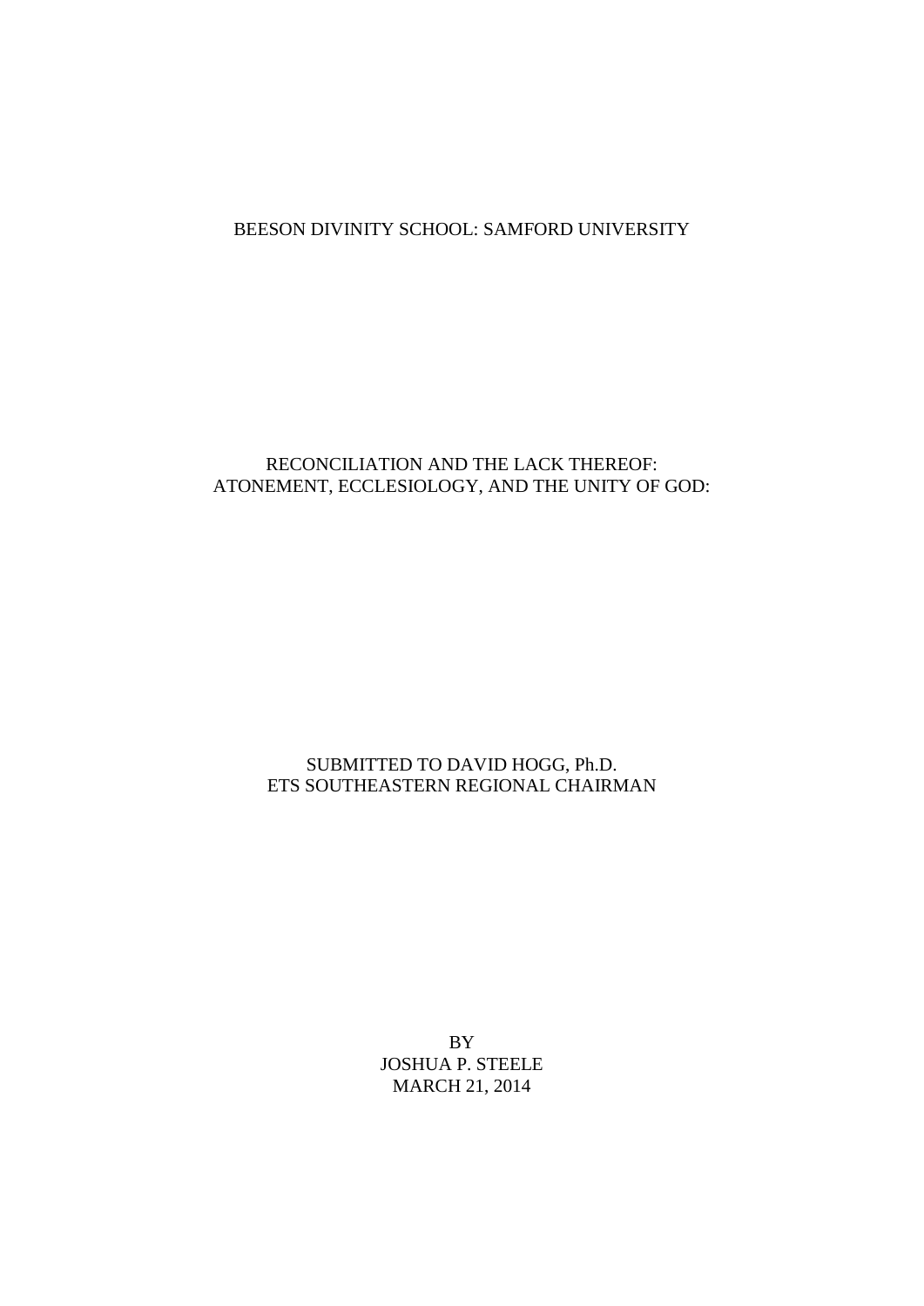BEESON DIVINITY SCHOOL: SAMFORD UNIVERSITY

# RECONCILIATION AND THE LACK THEREOF: ATONEMENT, ECCLESIOLOGY, AND THE UNITY OF GOD:

SUBMITTED TO DAVID HOGG, Ph.D.
ETS SOUTHEASTERN REGIONAL CHAIRMAN

BY
JOSHUA P. STEELE
MARCH 21, 2014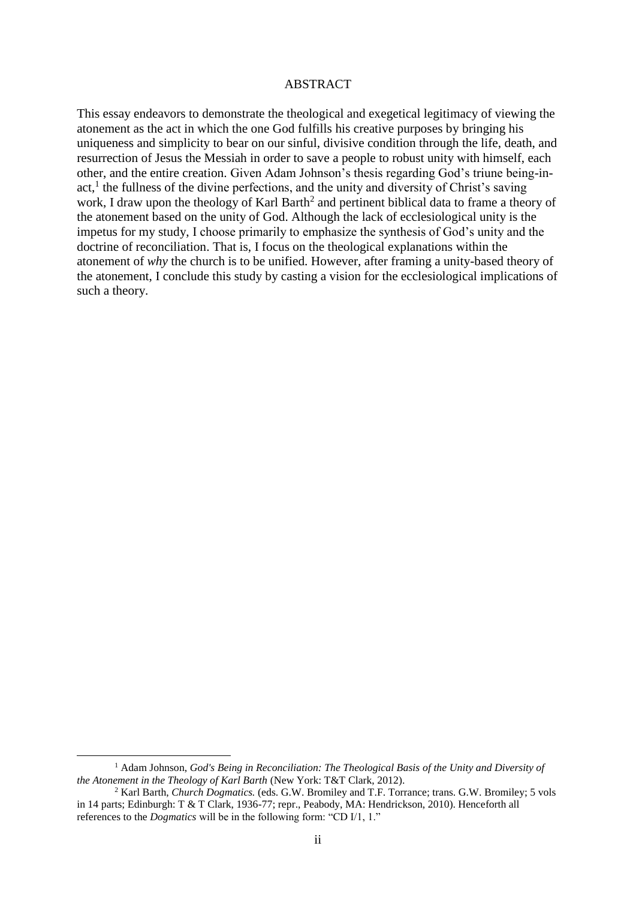# ABSTRACT

This essay endeavors to demonstrate the theological and exegetical legitimacy of viewing the atonement as the act in which the one God fulfills his creative purposes by bringing his uniqueness and simplicity to bear on our sinful, divisive condition through the life, death, and resurrection of Jesus the Messiah in order to save a people to robust unity with himself, each other, and the entire creation. Given Adam Johnson's thesis regarding God's triune being-in-act,[1] the fullness of the divine perfections, and the unity and diversity of Christ's saving work, I draw upon the theology of Karl Barth[2] and pertinent biblical data to frame a theory of the atonement based on the unity of God. Although the lack of ecclesiological unity is the impetus for my study, I choose primarily to emphasize the synthesis of God's unity and the doctrine of reconciliation. That is, I focus on the theological explanations within the atonement of *why* the church is to be unified. However, after framing a unity-based theory of the atonement, I conclude this study by casting a vision for the ecclesiological implications of such a theory.

---

[1] Adam Johnson, *God's Being in Reconciliation: The Theological Basis of the Unity and Diversity of the Atonement in the Theology of Karl Barth* (New York: T&T Clark, 2012).

[2] Karl Barth, *Church Dogmatics.* (eds. G.W. Bromiley and T.F. Torrance; trans. G.W. Bromiley; 5 vols in 14 parts; Edinburgh: T & T Clark, 1936-77; repr., Peabody, MA: Hendrickson, 2010). Henceforth all references to the *Dogmatics* will be in the following form: "CD I/1, 1."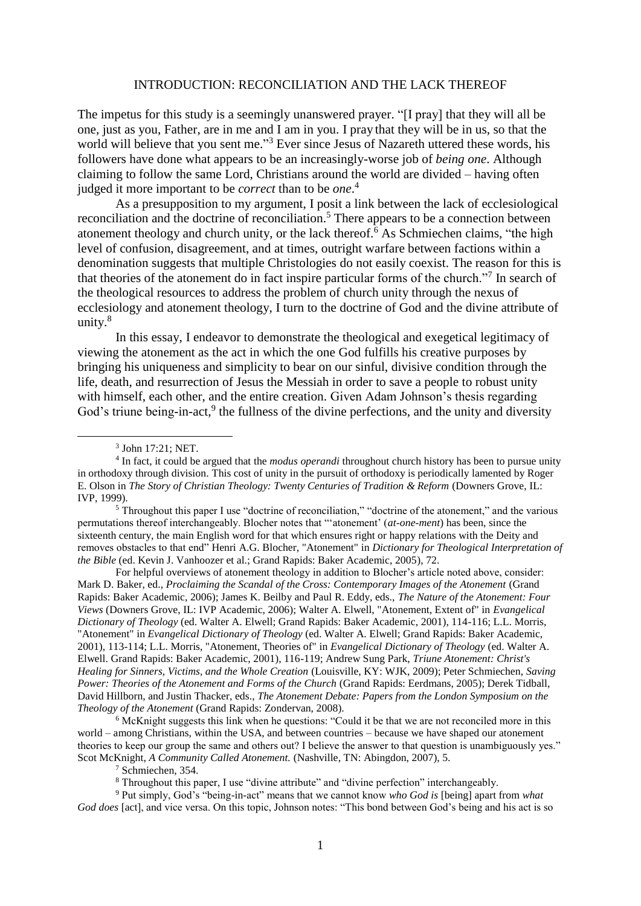## INTRODUCTION: RECONCILIATION AND THE LACK THEREOF

The impetus for this study is a seemingly unanswered prayer. "[I pray] that they will all be one, just as you, Father, are in me and I am in you. I pray that they will be in us, so that the world will believe that you sent me."[3] Ever since Jesus of Nazareth uttered these words, his followers have done what appears to be an increasingly-worse job of *being one*. Although claiming to follow the same Lord, Christians around the world are divided – having often judged it more important to be *correct* than to be *one*.[4]

As a presupposition to my argument, I posit a link between the lack of ecclesiological reconciliation and the doctrine of reconciliation.[5] There appears to be a connection between atonement theology and church unity, or the lack thereof.[6] As Schmiechen claims, "the high level of confusion, disagreement, and at times, outright warfare between factions within a denomination suggests that multiple Christologies do not easily coexist. The reason for this is that theories of the atonement do in fact inspire particular forms of the church."[7] In search of the theological resources to address the problem of church unity through the nexus of ecclesiology and atonement theology, I turn to the doctrine of God and the divine attribute of unity.[8]

In this essay, I endeavor to demonstrate the theological and exegetical legitimacy of viewing the atonement as the act in which the one God fulfills his creative purposes by bringing his uniqueness and simplicity to bear on our sinful, divisive condition through the life, death, and resurrection of Jesus the Messiah in order to save a people to robust unity with himself, each other, and the entire creation. Given Adam Johnson's thesis regarding God's triune being-in-act,[9] the fullness of the divine perfections, and the unity and diversity

---

[3] John 17:21; NET.

[4] In fact, it could be argued that the *modus operandi* throughout church history has been to pursue unity in orthodoxy through division. This cost of unity in the pursuit of orthodoxy is periodically lamented by Roger E. Olson in *The Story of Christian Theology: Twenty Centuries of Tradition & Reform* (Downers Grove, IL: IVP, 1999).

[5] Throughout this paper I use "doctrine of reconciliation," "doctrine of the atonement," and the various permutations thereof interchangeably. Blocher notes that "'atonement' (*at-one-ment*) has been, since the sixteenth century, the main English word for that which ensures right or happy relations with the Deity and removes obstacles to that end" Henri A.G. Blocher, "Atonement" in *Dictionary for Theological Interpretation of the Bible* (ed. Kevin J. Vanhoozer et al.; Grand Rapids: Baker Academic, 2005), 72.

For helpful overviews of atonement theology in addition to Blocher's article noted above, consider: Mark D. Baker, ed., *Proclaiming the Scandal of the Cross: Contemporary Images of the Atonement* (Grand Rapids: Baker Academic, 2006); James K. Beilby and Paul R. Eddy, eds., *The Nature of the Atonement: Four Views* (Downers Grove, IL: IVP Academic, 2006); Walter A. Elwell, "Atonement, Extent of" in *Evangelical Dictionary of Theology* (ed. Walter A. Elwell; Grand Rapids: Baker Academic, 2001), 114-116; L.L. Morris, "Atonement" in *Evangelical Dictionary of Theology* (ed. Walter A. Elwell; Grand Rapids: Baker Academic, 2001), 113-114; L.L. Morris, "Atonement, Theories of" in *Evangelical Dictionary of Theology* (ed. Walter A. Elwell. Grand Rapids: Baker Academic, 2001), 116-119; Andrew Sung Park, *Triune Atonement: Christ's Healing for Sinners, Victims, and the Whole Creation* (Louisville, KY: WJK, 2009); Peter Schmiechen, *Saving Power: Theories of the Atonement and Forms of the Church* (Grand Rapids: Eerdmans, 2005); Derek Tidball, David Hillborn, and Justin Thacker, eds., *The Atonement Debate: Papers from the London Symposium on the Theology of the Atonement* (Grand Rapids: Zondervan, 2008).

[6] McKnight suggests this link when he questions: "Could it be that we are not reconciled more in this world – among Christians, within the USA, and between countries – because we have shaped our atonement theories to keep our group the same and others out? I believe the answer to that question is unambiguously yes." Scot McKnight, *A Community Called Atonement.* (Nashville, TN: Abingdon, 2007), 5.

[7] Schmiechen, 354.

[8] Throughout this paper, I use "divine attribute" and "divine perfection" interchangeably.

[9] Put simply, God's "being-in-act" means that we cannot know *who God is* [being] apart from *what God does* [act], and vice versa. On this topic, Johnson notes: "This bond between God's being and his act is so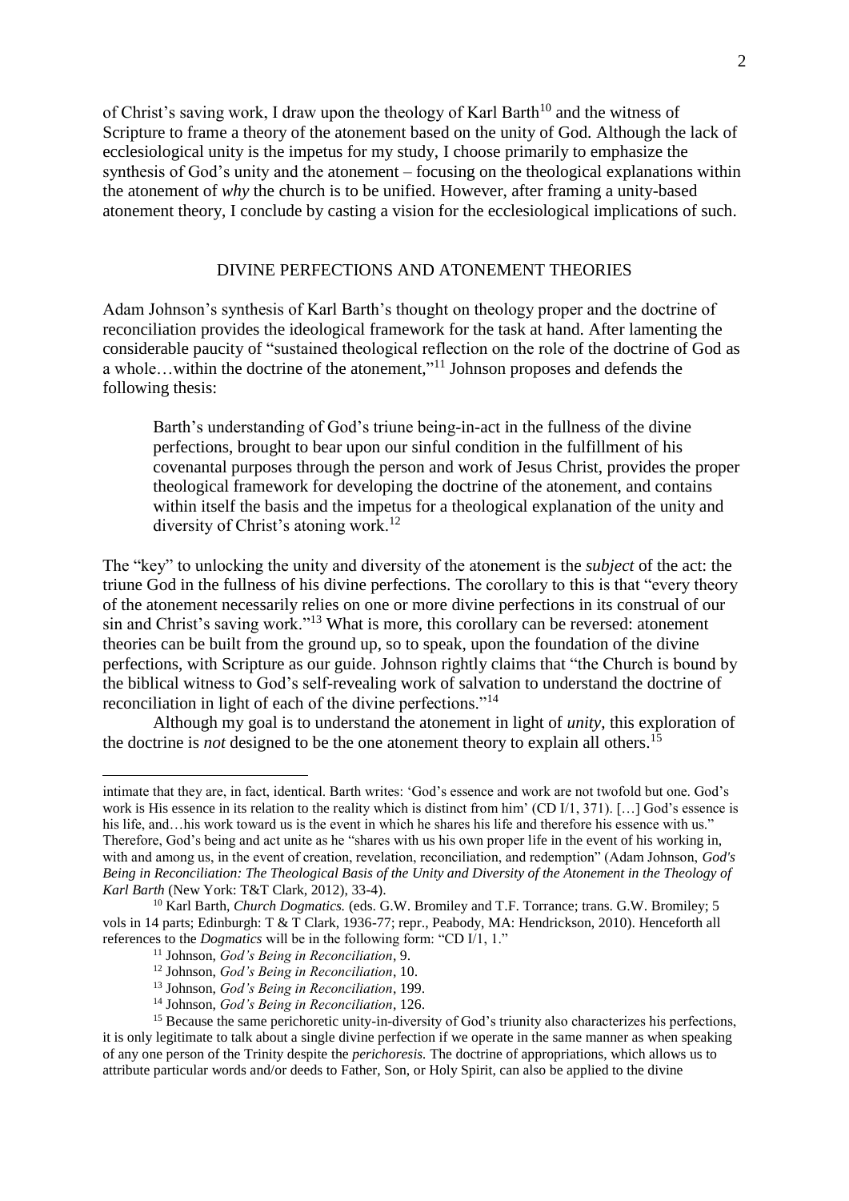of Christ's saving work, I draw upon the theology of Karl Barth[10] and the witness of Scripture to frame a theory of the atonement based on the unity of God. Although the lack of ecclesiological unity is the impetus for my study, I choose primarily to emphasize the synthesis of God's unity and the atonement – focusing on the theological explanations within the atonement of *why* the church is to be unified. However, after framing a unity-based atonement theory, I conclude by casting a vision for the ecclesiological implications of such.

## DIVINE PERFECTIONS AND ATONEMENT THEORIES

Adam Johnson's synthesis of Karl Barth's thought on theology proper and the doctrine of reconciliation provides the ideological framework for the task at hand. After lamenting the considerable paucity of "sustained theological reflection on the role of the doctrine of God as a whole…within the doctrine of the atonement,"[11] Johnson proposes and defends the following thesis:

> Barth's understanding of God's triune being-in-act in the fullness of the divine perfections, brought to bear upon our sinful condition in the fulfillment of his covenantal purposes through the person and work of Jesus Christ, provides the proper theological framework for developing the doctrine of the atonement, and contains within itself the basis and the impetus for a theological explanation of the unity and diversity of Christ's atoning work.[12]

The "key" to unlocking the unity and diversity of the atonement is the *subject* of the act: the triune God in the fullness of his divine perfections. The corollary to this is that "every theory of the atonement necessarily relies on one or more divine perfections in its construal of our sin and Christ's saving work."[13] What is more, this corollary can be reversed: atonement theories can be built from the ground up, so to speak, upon the foundation of the divine perfections, with Scripture as our guide. Johnson rightly claims that "the Church is bound by the biblical witness to God's self-revealing work of salvation to understand the doctrine of reconciliation in light of each of the divine perfections."[14]

Although my goal is to understand the atonement in light of *unity*, this exploration of the doctrine is *not* designed to be the one atonement theory to explain all others.[15]

---

intimate that they are, in fact, identical. Barth writes: 'God's essence and work are not twofold but one. God's work is His essence in its relation to the reality which is distinct from him' (CD I/1, 371). […] God's essence is his life, and…his work toward us is the event in which he shares his life and therefore his essence with us." Therefore, God's being and act unite as he "shares with us his own proper life in the event of his working in, with and among us, in the event of creation, revelation, reconciliation, and redemption" (Adam Johnson, *God's Being in Reconciliation: The Theological Basis of the Unity and Diversity of the Atonement in the Theology of Karl Barth* (New York: T&T Clark, 2012), 33-4).

[10] Karl Barth, *Church Dogmatics.* (eds. G.W. Bromiley and T.F. Torrance; trans. G.W. Bromiley; 5 vols in 14 parts; Edinburgh: T & T Clark, 1936-77; repr., Peabody, MA: Hendrickson, 2010). Henceforth all references to the *Dogmatics* will be in the following form: "CD I/1, 1."

[11] Johnson, *God's Being in Reconciliation*, 9.

[12] Johnson, *God's Being in Reconciliation*, 10.

[13] Johnson, *God's Being in Reconciliation*, 199.

[14] Johnson, *God's Being in Reconciliation*, 126.

[15] Because the same perichoretic unity-in-diversity of God's triunity also characterizes his perfections, it is only legitimate to talk about a single divine perfection if we operate in the same manner as when speaking of any one person of the Trinity despite the *perichoresis.* The doctrine of appropriations, which allows us to attribute particular words and/or deeds to Father, Son, or Holy Spirit, can also be applied to the divine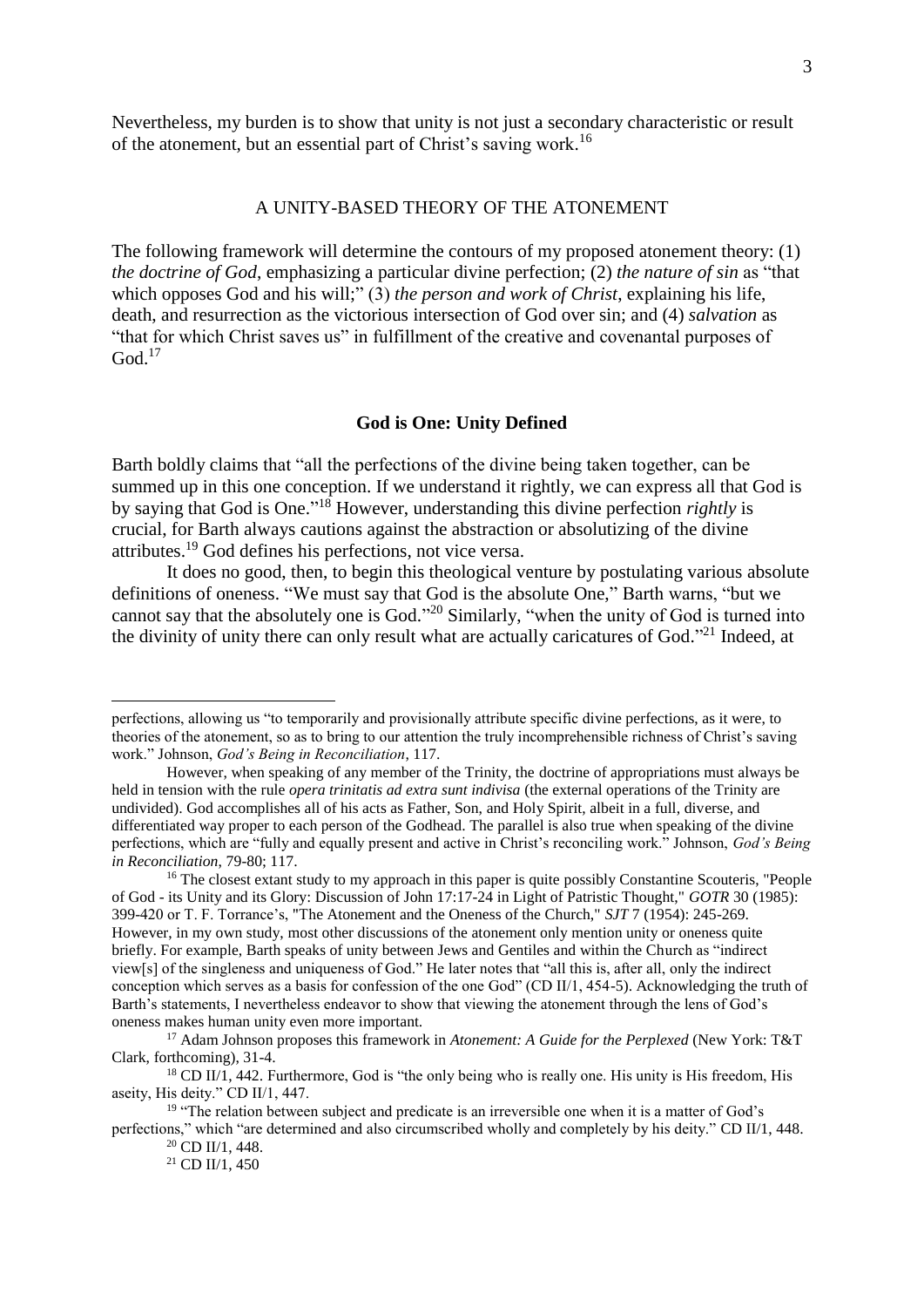Nevertheless, my burden is to show that unity is not just a secondary characteristic or result of the atonement, but an essential part of Christ's saving work.[16]

## A UNITY-BASED THEORY OF THE ATONEMENT

The following framework will determine the contours of my proposed atonement theory: (1) *the doctrine of God*, emphasizing a particular divine perfection; (2) *the nature of sin* as "that which opposes God and his will;" (3) *the person and work of Christ*, explaining his life, death, and resurrection as the victorious intersection of God over sin; and (4) *salvation* as "that for which Christ saves us" in fulfillment of the creative and covenantal purposes of God.[17]

### God is One: Unity Defined

Barth boldly claims that "all the perfections of the divine being taken together, can be summed up in this one conception. If we understand it rightly, we can express all that God is by saying that God is One."[18] However, understanding this divine perfection *rightly* is crucial, for Barth always cautions against the abstraction or absolutizing of the divine attributes.[19] God defines his perfections, not vice versa.

It does no good, then, to begin this theological venture by postulating various absolute definitions of oneness. "We must say that God is the absolute One," Barth warns, "but we cannot say that the absolutely one is God."[20] Similarly, "when the unity of God is turned into the divinity of unity there can only result what are actually caricatures of God."[21] Indeed, at

---

perfections, allowing us "to temporarily and provisionally attribute specific divine perfections, as it were, to theories of the atonement, so as to bring to our attention the truly incomprehensible richness of Christ's saving work." Johnson, *God's Being in Reconciliation*, 117.

However, when speaking of any member of the Trinity, the doctrine of appropriations must always be held in tension with the rule *opera trinitatis ad extra sunt indivisa* (the external operations of the Trinity are undivided). God accomplishes all of his acts as Father, Son, and Holy Spirit, albeit in a full, diverse, and differentiated way proper to each person of the Godhead. The parallel is also true when speaking of the divine perfections, which are "fully and equally present and active in Christ's reconciling work." Johnson, *God's Being in Reconciliation*, 79-80; 117.

[16] The closest extant study to my approach in this paper is quite possibly Constantine Scouteris, "People of God - its Unity and its Glory: Discussion of John 17:17-24 in Light of Patristic Thought," *GOTR* 30 (1985): 399-420 or T. F. Torrance's, "The Atonement and the Oneness of the Church," *SJT* 7 (1954): 245-269. However, in my own study, most other discussions of the atonement only mention unity or oneness quite briefly. For example, Barth speaks of unity between Jews and Gentiles and within the Church as "indirect view[s] of the singleness and uniqueness of God." He later notes that "all this is, after all, only the indirect conception which serves as a basis for confession of the one God" (CD II/1, 454-5). Acknowledging the truth of Barth's statements, I nevertheless endeavor to show that viewing the atonement through the lens of God's oneness makes human unity even more important.

[17] Adam Johnson proposes this framework in *Atonement: A Guide for the Perplexed* (New York: T&T Clark, forthcoming), 31-4.

[18] CD II/1, 442. Furthermore, God is "the only being who is really one. His unity is His freedom, His aseity, His deity." CD II/1, 447.

[19] "The relation between subject and predicate is an irreversible one when it is a matter of God's perfections," which "are determined and also circumscribed wholly and completely by his deity." CD II/1, 448.

[20] CD II/1, 448.

[21] CD II/1, 450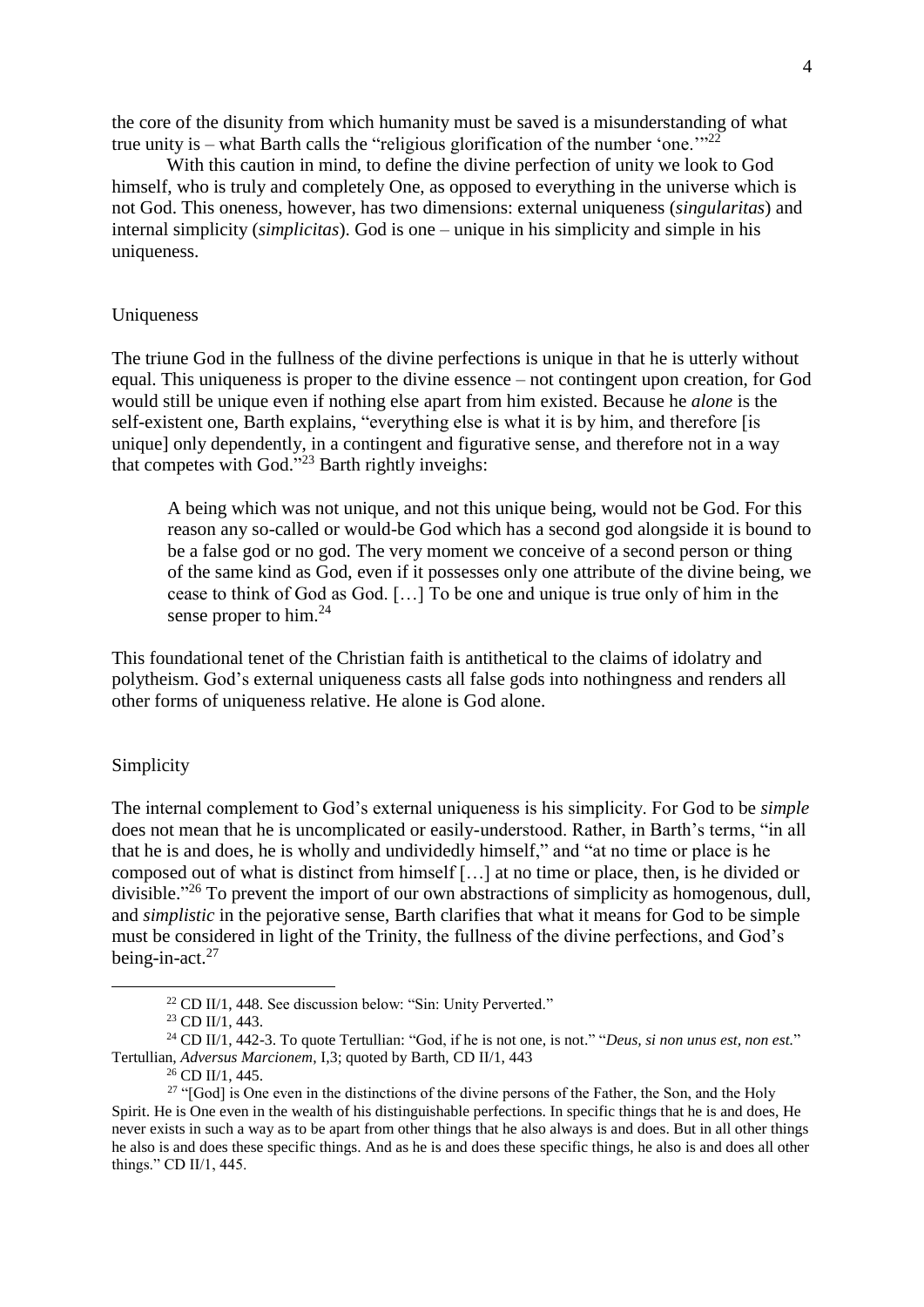the core of the disunity from which humanity must be saved is a misunderstanding of what true unity is – what Barth calls the "religious glorification of the number 'one.'"[22]

With this caution in mind, to define the divine perfection of unity we look to God himself, who is truly and completely One, as opposed to everything in the universe which is not God. This oneness, however, has two dimensions: external uniqueness (*singularitas*) and internal simplicity (*simplicitas*). God is one – unique in his simplicity and simple in his uniqueness.

### Uniqueness

The triune God in the fullness of the divine perfections is unique in that he is utterly without equal. This uniqueness is proper to the divine essence – not contingent upon creation, for God would still be unique even if nothing else apart from him existed. Because he *alone* is the self-existent one, Barth explains, "everything else is what it is by him, and therefore [is unique] only dependently, in a contingent and figurative sense, and therefore not in a way that competes with God."[23] Barth rightly inveighs:

> A being which was not unique, and not this unique being, would not be God. For this reason any so-called or would-be God which has a second god alongside it is bound to be a false god or no god. The very moment we conceive of a second person or thing of the same kind as God, even if it possesses only one attribute of the divine being, we cease to think of God as God. […] To be one and unique is true only of him in the sense proper to him.[24]

This foundational tenet of the Christian faith is antithetical to the claims of idolatry and polytheism. God's external uniqueness casts all false gods into nothingness and renders all other forms of uniqueness relative. He alone is God alone.

### Simplicity

The internal complement to God's external uniqueness is his simplicity. For God to be *simple* does not mean that he is uncomplicated or easily-understood. Rather, in Barth's terms, "in all that he is and does, he is wholly and undividedly himself," and "at no time or place is he composed out of what is distinct from himself […] at no time or place, then, is he divided or divisible."[26] To prevent the import of our own abstractions of simplicity as homogenous, dull, and *simplistic* in the pejorative sense, Barth clarifies that what it means for God to be simple must be considered in light of the Trinity, the fullness of the divine perfections, and God's being-in-act.[27]

---

[22] CD II/1, 448. See discussion below: "Sin: Unity Perverted."

[23] CD II/1, 443.

[24] CD II/1, 442-3. To quote Tertullian: "God, if he is not one, is not." "*Deus, si non unus est, non est.*" Tertullian, *Adversus Marcionem*, I,3; quoted by Barth, CD II/1, 443

[26] CD II/1, 445.

[27] "[God] is One even in the distinctions of the divine persons of the Father, the Son, and the Holy Spirit. He is One even in the wealth of his distinguishable perfections. In specific things that he is and does, He never exists in such a way as to be apart from other things that he also always is and does. But in all other things he also is and does these specific things. And as he is and does these specific things, he also is and does all other things." CD II/1, 445.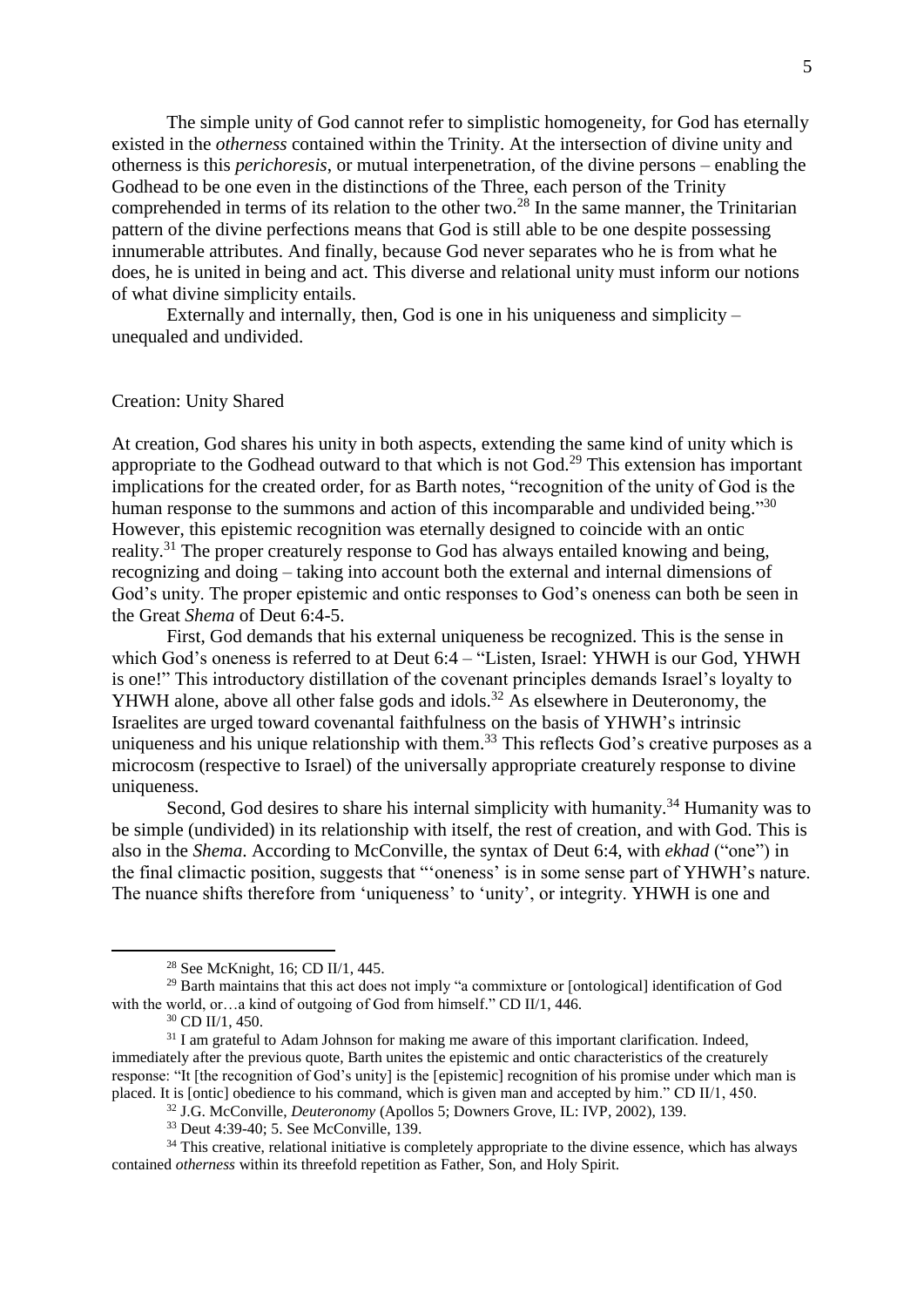The simple unity of God cannot refer to simplistic homogeneity, for God has eternally existed in the *otherness* contained within the Trinity. At the intersection of divine unity and otherness is this *perichoresis*, or mutual interpenetration, of the divine persons – enabling the Godhead to be one even in the distinctions of the Three, each person of the Trinity comprehended in terms of its relation to the other two.[28] In the same manner, the Trinitarian pattern of the divine perfections means that God is still able to be one despite possessing innumerable attributes. And finally, because God never separates who he is from what he does, he is united in being and act. This diverse and relational unity must inform our notions of what divine simplicity entails.

Externally and internally, then, God is one in his uniqueness and simplicity – unequaled and undivided.

## Creation: Unity Shared

At creation, God shares his unity in both aspects, extending the same kind of unity which is appropriate to the Godhead outward to that which is not God.[29] This extension has important implications for the created order, for as Barth notes, "recognition of the unity of God is the human response to the summons and action of this incomparable and undivided being."[30] However, this epistemic recognition was eternally designed to coincide with an ontic reality.[31] The proper creaturely response to God has always entailed knowing and being, recognizing and doing – taking into account both the external and internal dimensions of God's unity. The proper epistemic and ontic responses to God's oneness can both be seen in the Great *Shema* of Deut 6:4-5.

First, God demands that his external uniqueness be recognized. This is the sense in which God's oneness is referred to at Deut 6:4 – "Listen, Israel: YHWH is our God, YHWH is one!" This introductory distillation of the covenant principles demands Israel's loyalty to YHWH alone, above all other false gods and idols.[32] As elsewhere in Deuteronomy, the Israelites are urged toward covenantal faithfulness on the basis of YHWH's intrinsic uniqueness and his unique relationship with them.[33] This reflects God's creative purposes as a microcosm (respective to Israel) of the universally appropriate creaturely response to divine uniqueness.

Second, God desires to share his internal simplicity with humanity.[34] Humanity was to be simple (undivided) in its relationship with itself, the rest of creation, and with God. This is also in the *Shema*. According to McConville, the syntax of Deut 6:4, with *ekhad* ("one") in the final climactic position, suggests that "'oneness' is in some sense part of YHWH's nature. The nuance shifts therefore from 'uniqueness' to 'unity', or integrity. YHWH is one and

---

[28] See McKnight, 16; CD II/1, 445.

[29] Barth maintains that this act does not imply "a commixture or [ontological] identification of God with the world, or…a kind of outgoing of God from himself." CD II/1, 446.

[30] CD II/1, 450.

[31] I am grateful to Adam Johnson for making me aware of this important clarification. Indeed, immediately after the previous quote, Barth unites the epistemic and ontic characteristics of the creaturely response: "It [the recognition of God's unity] is the [epistemic] recognition of his promise under which man is placed. It is [ontic] obedience to his command, which is given man and accepted by him." CD II/1, 450.

[32] J.G. McConville, *Deuteronomy* (Apollos 5; Downers Grove, IL: IVP, 2002), 139.

[33] Deut 4:39-40; 5. See McConville, 139.

[34] This creative, relational initiative is completely appropriate to the divine essence, which has always contained *otherness* within its threefold repetition as Father, Son, and Holy Spirit.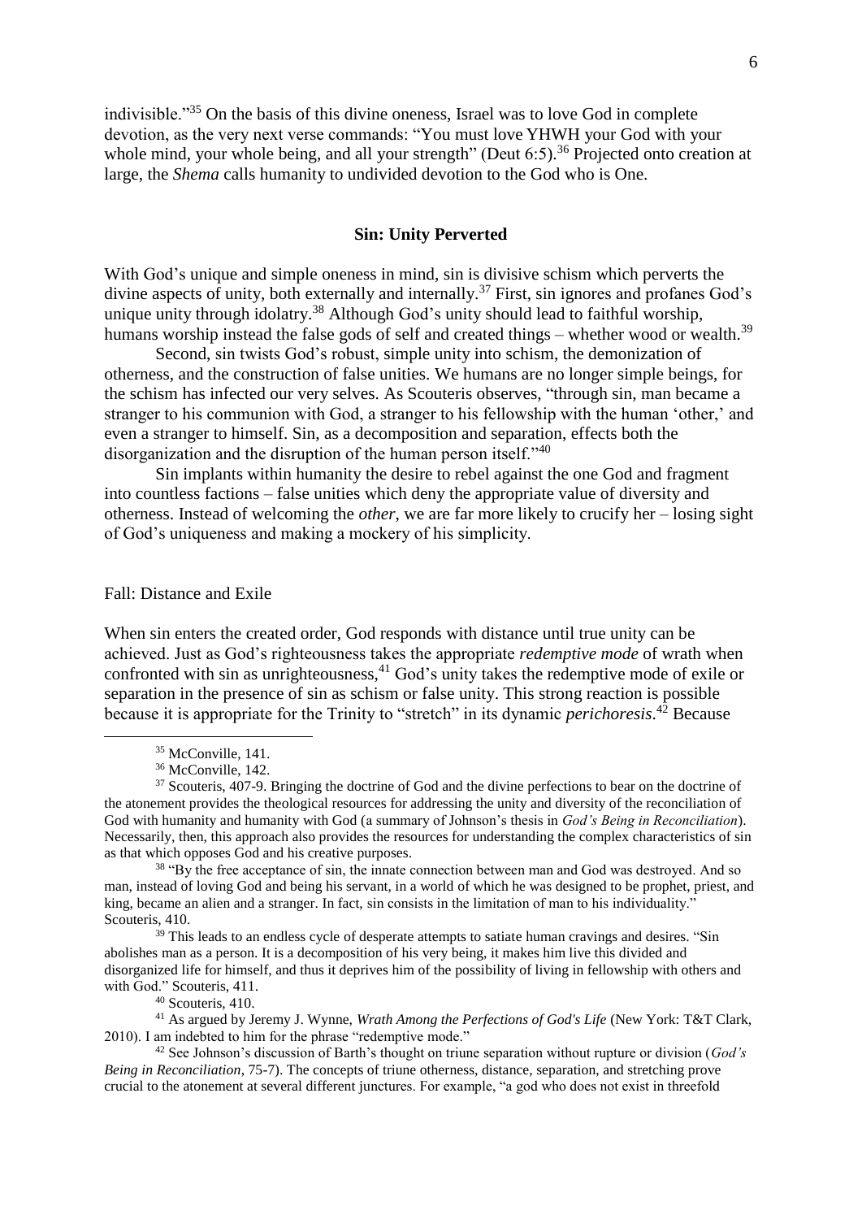indivisible."[35] On the basis of this divine oneness, Israel was to love God in complete devotion, as the very next verse commands: "You must love YHWH your God with your whole mind, your whole being, and all your strength" (Deut 6:5).[36] Projected onto creation at large, the *Shema* calls humanity to undivided devotion to the God who is One.

## Sin: Unity Perverted

With God's unique and simple oneness in mind, sin is divisive schism which perverts the divine aspects of unity, both externally and internally.[37] First, sin ignores and profanes God's unique unity through idolatry.[38] Although God's unity should lead to faithful worship, humans worship instead the false gods of self and created things – whether wood or wealth.[39]

Second, sin twists God's robust, simple unity into schism, the demonization of otherness, and the construction of false unities. We humans are no longer simple beings, for the schism has infected our very selves. As Scouteris observes, "through sin, man became a stranger to his communion with God, a stranger to his fellowship with the human 'other,' and even a stranger to himself. Sin, as a decomposition and separation, effects both the disorganization and the disruption of the human person itself."[40]

Sin implants within humanity the desire to rebel against the one God and fragment into countless factions – false unities which deny the appropriate value of diversity and otherness. Instead of welcoming the *other*, we are far more likely to crucify her – losing sight of God's uniqueness and making a mockery of his simplicity.

### Fall: Distance and Exile

When sin enters the created order, God responds with distance until true unity can be achieved. Just as God's righteousness takes the appropriate *redemptive mode* of wrath when confronted with sin as unrighteousness,[41] God's unity takes the redemptive mode of exile or separation in the presence of sin as schism or false unity. This strong reaction is possible because it is appropriate for the Trinity to "stretch" in its dynamic *perichoresis*.[42] Because

---

[35] McConville, 141.

[36] McConville, 142.

[37] Scouteris, 407-9. Bringing the doctrine of God and the divine perfections to bear on the doctrine of the atonement provides the theological resources for addressing the unity and diversity of the reconciliation of God with humanity and humanity with God (a summary of Johnson's thesis in *God's Being in Reconciliation*). Necessarily, then, this approach also provides the resources for understanding the complex characteristics of sin as that which opposes God and his creative purposes.

[38] "By the free acceptance of sin, the innate connection between man and God was destroyed. And so man, instead of loving God and being his servant, in a world of which he was designed to be prophet, priest, and king, became an alien and a stranger. In fact, sin consists in the limitation of man to his individuality." Scouteris, 410.

[39] This leads to an endless cycle of desperate attempts to satiate human cravings and desires. "Sin abolishes man as a person. It is a decomposition of his very being, it makes him live this divided and disorganized life for himself, and thus it deprives him of the possibility of living in fellowship with others and with God." Scouteris, 411.

[40] Scouteris, 410.

[41] As argued by Jeremy J. Wynne, *Wrath Among the Perfections of God's Life* (New York: T&T Clark, 2010). I am indebted to him for the phrase "redemptive mode."

[42] See Johnson's discussion of Barth's thought on triune separation without rupture or division (*God's Being in Reconciliation*, 75-7). The concepts of triune otherness, distance, separation, and stretching prove crucial to the atonement at several different junctures. For example, "a god who does not exist in threefold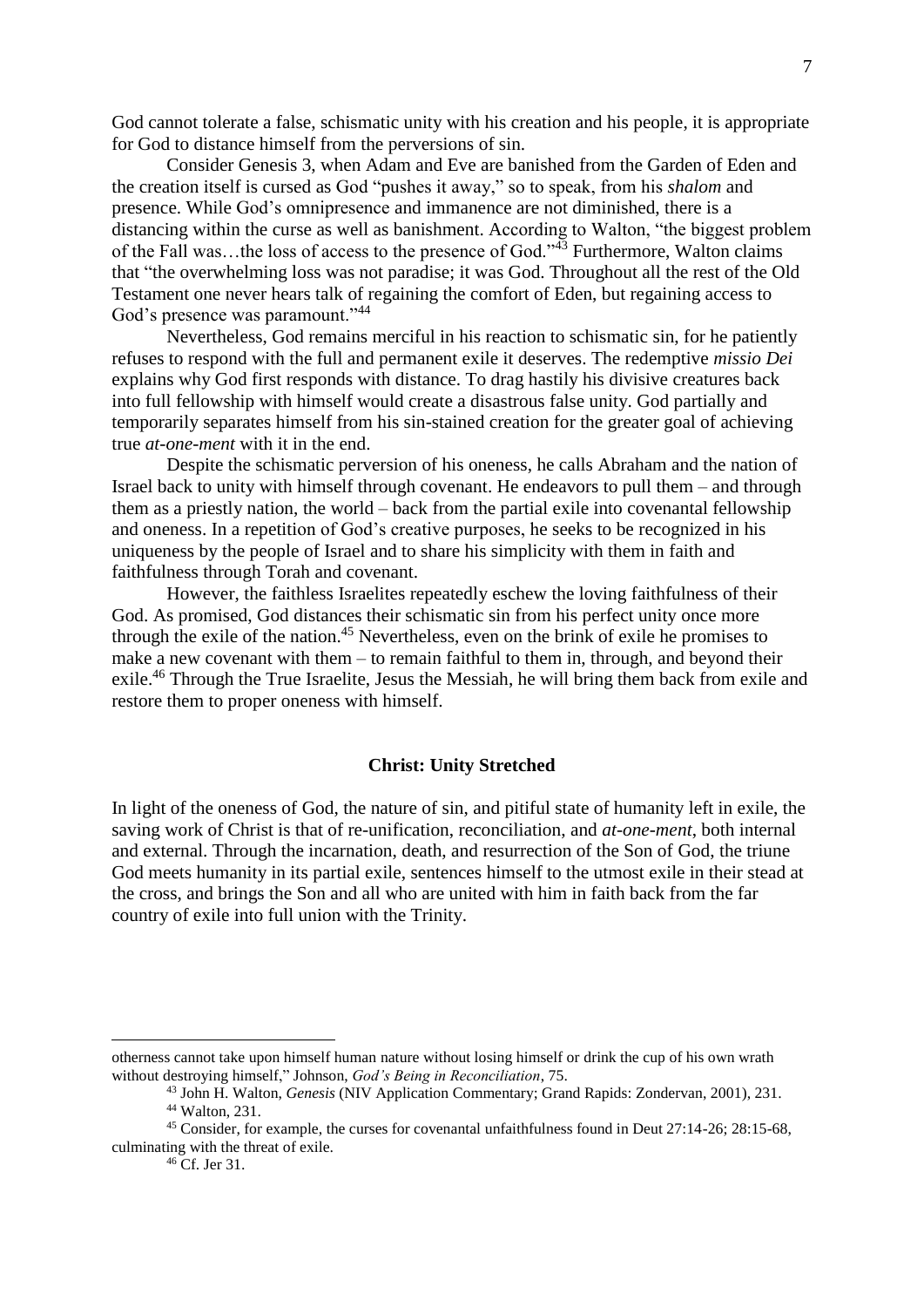God cannot tolerate a false, schismatic unity with his creation and his people, it is appropriate for God to distance himself from the perversions of sin.

Consider Genesis 3, when Adam and Eve are banished from the Garden of Eden and the creation itself is cursed as God "pushes it away," so to speak, from his *shalom* and presence. While God's omnipresence and immanence are not diminished, there is a distancing within the curse as well as banishment. According to Walton, "the biggest problem of the Fall was…the loss of access to the presence of God."[43] Furthermore, Walton claims that "the overwhelming loss was not paradise; it was God. Throughout all the rest of the Old Testament one never hears talk of regaining the comfort of Eden, but regaining access to God's presence was paramount."[44]

Nevertheless, God remains merciful in his reaction to schismatic sin, for he patiently refuses to respond with the full and permanent exile it deserves. The redemptive *missio Dei* explains why God first responds with distance. To drag hastily his divisive creatures back into full fellowship with himself would create a disastrous false unity. God partially and temporarily separates himself from his sin-stained creation for the greater goal of achieving true *at-one-ment* with it in the end.

Despite the schismatic perversion of his oneness, he calls Abraham and the nation of Israel back to unity with himself through covenant. He endeavors to pull them – and through them as a priestly nation, the world – back from the partial exile into covenantal fellowship and oneness. In a repetition of God's creative purposes, he seeks to be recognized in his uniqueness by the people of Israel and to share his simplicity with them in faith and faithfulness through Torah and covenant.

However, the faithless Israelites repeatedly eschew the loving faithfulness of their God. As promised, God distances their schismatic sin from his perfect unity once more through the exile of the nation.[45] Nevertheless, even on the brink of exile he promises to make a new covenant with them – to remain faithful to them in, through, and beyond their exile.[46] Through the True Israelite, Jesus the Messiah, he will bring them back from exile and restore them to proper oneness with himself.

### Christ: Unity Stretched

In light of the oneness of God, the nature of sin, and pitiful state of humanity left in exile, the saving work of Christ is that of re-unification, reconciliation, and *at-one-ment*, both internal and external. Through the incarnation, death, and resurrection of the Son of God, the triune God meets humanity in its partial exile, sentences himself to the utmost exile in their stead at the cross, and brings the Son and all who are united with him in faith back from the far country of exile into full union with the Trinity.

---

otherness cannot take upon himself human nature without losing himself or drink the cup of his own wrath without destroying himself," Johnson, *God's Being in Reconciliation*, 75.

[43] John H. Walton, *Genesis* (NIV Application Commentary; Grand Rapids: Zondervan, 2001), 231.

[44] Walton, 231.

[45] Consider, for example, the curses for covenantal unfaithfulness found in Deut 27:14-26; 28:15-68, culminating with the threat of exile.

[46] Cf. Jer 31.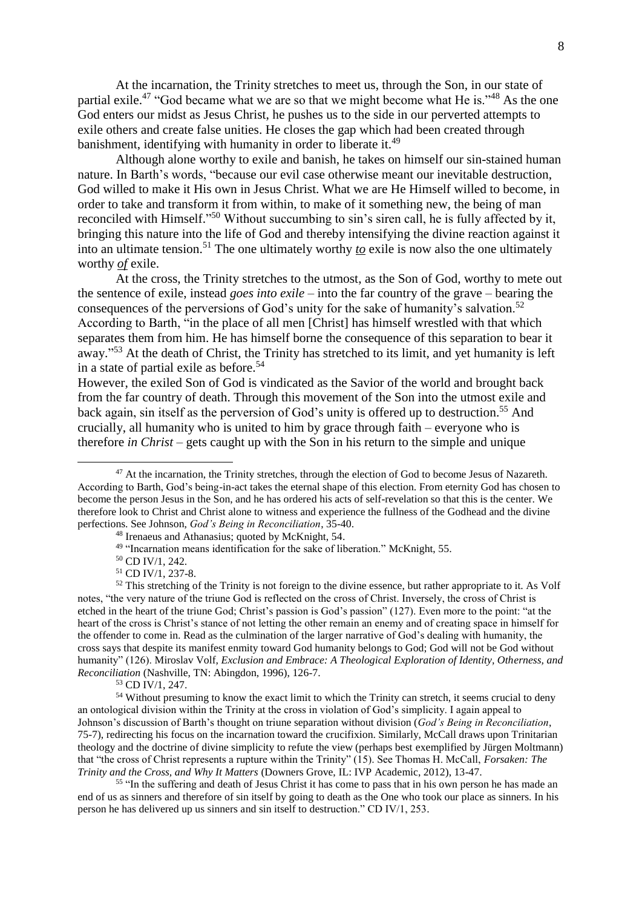At the incarnation, the Trinity stretches to meet us, through the Son, in our state of partial exile.[47] "God became what we are so that we might become what He is."[48] As the one God enters our midst as Jesus Christ, he pushes us to the side in our perverted attempts to exile others and create false unities. He closes the gap which had been created through banishment, identifying with humanity in order to liberate it.[49]

Although alone worthy to exile and banish, he takes on himself our sin-stained human nature. In Barth's words, "because our evil case otherwise meant our inevitable destruction, God willed to make it His own in Jesus Christ. What we are He Himself willed to become, in order to take and transform it from within, to make of it something new, the being of man reconciled with Himself."[50] Without succumbing to sin's siren call, he is fully affected by it, bringing this nature into the life of God and thereby intensifying the divine reaction against it into an ultimate tension.[51] The one ultimately worthy ***to*** exile is now also the one ultimately worthy ***of*** exile.

At the cross, the Trinity stretches to the utmost, as the Son of God, worthy to mete out the sentence of exile, instead *goes into exile* – into the far country of the grave – bearing the consequences of the perversions of God's unity for the sake of humanity's salvation.[52] According to Barth, "in the place of all men [Christ] has himself wrestled with that which separates them from him. He has himself borne the consequence of this separation to bear it away."[53] At the death of Christ, the Trinity has stretched to its limit, and yet humanity is left in a state of partial exile as before.[54]

However, the exiled Son of God is vindicated as the Savior of the world and brought back from the far country of death. Through this movement of the Son into the utmost exile and back again, sin itself as the perversion of God's unity is offered up to destruction.[55] And crucially, all humanity who is united to him by grace through faith – everyone who is therefore *in Christ* – gets caught up with the Son in his return to the simple and unique

---

[47] At the incarnation, the Trinity stretches, through the election of God to become Jesus of Nazareth. According to Barth, God's being-in-act takes the eternal shape of this election. From eternity God has chosen to become the person Jesus in the Son, and he has ordered his acts of self-revelation so that this is the center. We therefore look to Christ and Christ alone to witness and experience the fullness of the Godhead and the divine perfections. See Johnson, *God's Being in Reconciliation*, 35-40.

[48] Irenaeus and Athanasius; quoted by McKnight, 54.

[49] "Incarnation means identification for the sake of liberation." McKnight, 55.

[50] CD IV/1, 242.

[51] CD IV/1, 237-8.

[52] This stretching of the Trinity is not foreign to the divine essence, but rather appropriate to it. As Volf notes, "the very nature of the triune God is reflected on the cross of Christ. Inversely, the cross of Christ is etched in the heart of the triune God; Christ's passion is God's passion" (127). Even more to the point: "at the heart of the cross is Christ's stance of not letting the other remain an enemy and of creating space in himself for the offender to come in. Read as the culmination of the larger narrative of God's dealing with humanity, the cross says that despite its manifest enmity toward God humanity belongs to God; God will not be God without humanity" (126). Miroslav Volf, *Exclusion and Embrace: A Theological Exploration of Identity, Otherness, and Reconciliation* (Nashville, TN: Abingdon, 1996), 126-7.

[53] CD IV/1, 247.

[54] Without presuming to know the exact limit to which the Trinity can stretch, it seems crucial to deny an ontological division within the Trinity at the cross in violation of God's simplicity. I again appeal to Johnson's discussion of Barth's thought on triune separation without division (*God's Being in Reconciliation*, 75-7), redirecting his focus on the incarnation toward the crucifixion. Similarly, McCall draws upon Trinitarian theology and the doctrine of divine simplicity to refute the view (perhaps best exemplified by Jürgen Moltmann) that "the cross of Christ represents a rupture within the Trinity" (15). See Thomas H. McCall, *Forsaken: The Trinity and the Cross, and Why It Matters* (Downers Grove, IL: IVP Academic, 2012), 13-47.

[55] "In the suffering and death of Jesus Christ it has come to pass that in his own person he has made an end of us as sinners and therefore of sin itself by going to death as the One who took our place as sinners. In his person he has delivered up us sinners and sin itself to destruction." CD IV/1, 253.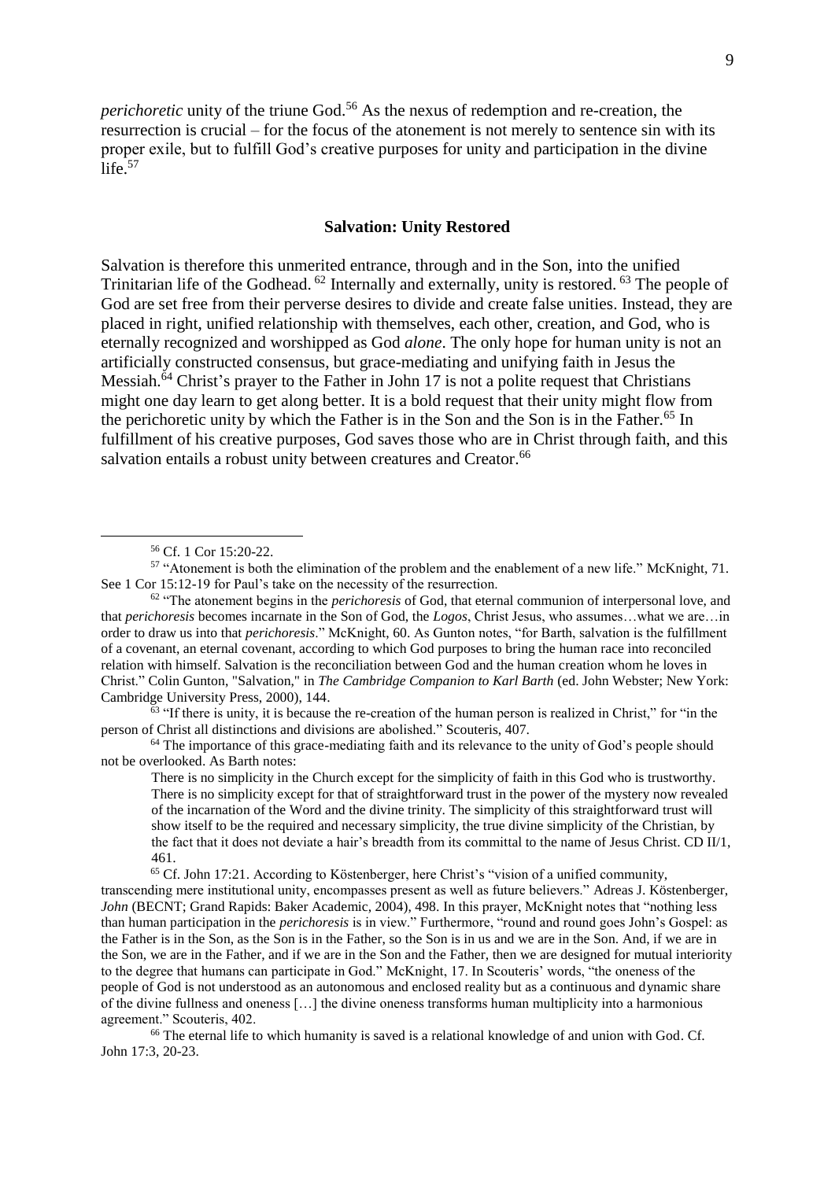*perichoretic* unity of the triune God.[56] As the nexus of redemption and re-creation, the resurrection is crucial – for the focus of the atonement is not merely to sentence sin with its proper exile, but to fulfill God's creative purposes for unity and participation in the divine life.[57]

### Salvation: Unity Restored

Salvation is therefore this unmerited entrance, through and in the Son, into the unified Trinitarian life of the Godhead. [62] Internally and externally, unity is restored. [63] The people of God are set free from their perverse desires to divide and create false unities. Instead, they are placed in right, unified relationship with themselves, each other, creation, and God, who is eternally recognized and worshipped as God *alone*. The only hope for human unity is not an artificially constructed consensus, but grace-mediating and unifying faith in Jesus the Messiah.[64] Christ's prayer to the Father in John 17 is not a polite request that Christians might one day learn to get along better. It is a bold request that their unity might flow from the perichoretic unity by which the Father is in the Son and the Son is in the Father.[65] In fulfillment of his creative purposes, God saves those who are in Christ through faith, and this salvation entails a robust unity between creatures and Creator.[66]

---

[56] Cf. 1 Cor 15:20-22.

[57] "Atonement is both the elimination of the problem and the enablement of a new life." McKnight, 71. See 1 Cor 15:12-19 for Paul's take on the necessity of the resurrection.

[62] "The atonement begins in the *perichoresis* of God, that eternal communion of interpersonal love, and that *perichoresis* becomes incarnate in the Son of God, the *Logos*, Christ Jesus, who assumes…what we are…in order to draw us into that *perichoresis*." McKnight, 60. As Gunton notes, "for Barth, salvation is the fulfillment of a covenant, an eternal covenant, according to which God purposes to bring the human race into reconciled relation with himself. Salvation is the reconciliation between God and the human creation whom he loves in Christ." Colin Gunton, "Salvation," in *The Cambridge Companion to Karl Barth* (ed. John Webster; New York: Cambridge University Press, 2000), 144.

[63] "If there is unity, it is because the re-creation of the human person is realized in Christ," for "in the person of Christ all distinctions and divisions are abolished." Scouteris, 407.

[64] The importance of this grace-mediating faith and its relevance to the unity of God's people should not be overlooked. As Barth notes:

> There is no simplicity in the Church except for the simplicity of faith in this God who is trustworthy. There is no simplicity except for that of straightforward trust in the power of the mystery now revealed of the incarnation of the Word and the divine trinity. The simplicity of this straightforward trust will show itself to be the required and necessary simplicity, the true divine simplicity of the Christian, by the fact that it does not deviate a hair's breadth from its committal to the name of Jesus Christ. CD II/1, 461.

[65] Cf. John 17:21. According to Köstenberger, here Christ's "vision of a unified community, transcending mere institutional unity, encompasses present as well as future believers." Adreas J. Köstenberger, *John* (BECNT; Grand Rapids: Baker Academic, 2004), 498. In this prayer, McKnight notes that "nothing less than human participation in the *perichoresis* is in view." Furthermore, "round and round goes John's Gospel: as the Father is in the Son, as the Son is in the Father, so the Son is in us and we are in the Son. And, if we are in the Son, we are in the Father, and if we are in the Son and the Father, then we are designed for mutual interiority to the degree that humans can participate in God." McKnight, 17. In Scouteris' words, "the oneness of the people of God is not understood as an autonomous and enclosed reality but as a continuous and dynamic share of the divine fullness and oneness […] the divine oneness transforms human multiplicity into a harmonious agreement." Scouteris, 402.

[66] The eternal life to which humanity is saved is a relational knowledge of and union with God. Cf. John 17:3, 20-23.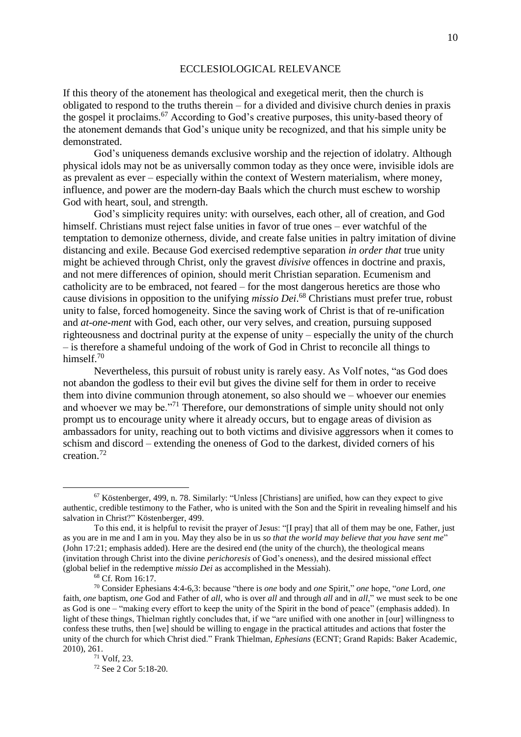## ECCLESIOLOGICAL RELEVANCE

If this theory of the atonement has theological and exegetical merit, then the church is obligated to respond to the truths therein – for a divided and divisive church denies in praxis the gospel it proclaims.[67] According to God's creative purposes, this unity-based theory of the atonement demands that God's unique unity be recognized, and that his simple unity be demonstrated.

God's uniqueness demands exclusive worship and the rejection of idolatry. Although physical idols may not be as universally common today as they once were, invisible idols are as prevalent as ever – especially within the context of Western materialism, where money, influence, and power are the modern-day Baals which the church must eschew to worship God with heart, soul, and strength.

God's simplicity requires unity: with ourselves, each other, all of creation, and God himself. Christians must reject false unities in favor of true ones – ever watchful of the temptation to demonize otherness, divide, and create false unities in paltry imitation of divine distancing and exile. Because God exercised redemptive separation *in order that* true unity might be achieved through Christ, only the gravest *divisive* offences in doctrine and praxis, and not mere differences of opinion, should merit Christian separation. Ecumenism and catholicity are to be embraced, not feared – for the most dangerous heretics are those who cause divisions in opposition to the unifying *missio Dei*.[68] Christians must prefer true, robust unity to false, forced homogeneity. Since the saving work of Christ is that of re-unification and *at-one-ment* with God, each other, our very selves, and creation, pursuing supposed righteousness and doctrinal purity at the expense of unity – especially the unity of the church – is therefore a shameful undoing of the work of God in Christ to reconcile all things to himself.[70]

Nevertheless, this pursuit of robust unity is rarely easy. As Volf notes, "as God does not abandon the godless to their evil but gives the divine self for them in order to receive them into divine communion through atonement, so also should we – whoever our enemies and whoever we may be."[71] Therefore, our demonstrations of simple unity should not only prompt us to encourage unity where it already occurs, but to engage areas of division as ambassadors for unity, reaching out to both victims and divisive aggressors when it comes to schism and discord – extending the oneness of God to the darkest, divided corners of his creation.[72]

---

[67] Köstenberger, 499, n. 78. Similarly: "Unless [Christians] are unified, how can they expect to give authentic, credible testimony to the Father, who is united with the Son and the Spirit in revealing himself and his salvation in Christ?" Köstenberger, 499.

To this end, it is helpful to revisit the prayer of Jesus: "[I pray] that all of them may be one, Father, just as you are in me and I am in you. May they also be in us *so that the world may believe that you have sent me*" (John 17:21; emphasis added). Here are the desired end (the unity of the church), the theological means (invitation through Christ into the divine *perichoresis* of God's oneness), and the desired missional effect (global belief in the redemptive *missio Dei* as accomplished in the Messiah).

[68] Cf. Rom 16:17.

[70] Consider Ephesians 4:4-6,3: because "there is *one* body and *one* Spirit," *one* hope, "*one* Lord, *one* faith, *one* baptism, *one* God and Father of *all*, who is over *all* and through *all* and in *all*," we must seek to be one as God is one – "making every effort to keep the unity of the Spirit in the bond of peace" (emphasis added). In light of these things, Thielman rightly concludes that, if we "are unified with one another in [our] willingness to confess these truths, then [we] should be willing to engage in the practical attitudes and actions that foster the unity of the church for which Christ died." Frank Thielman, *Ephesians* (ECNT; Grand Rapids: Baker Academic, 2010), 261.

[71] Volf, 23.

[72] See 2 Cor 5:18-20.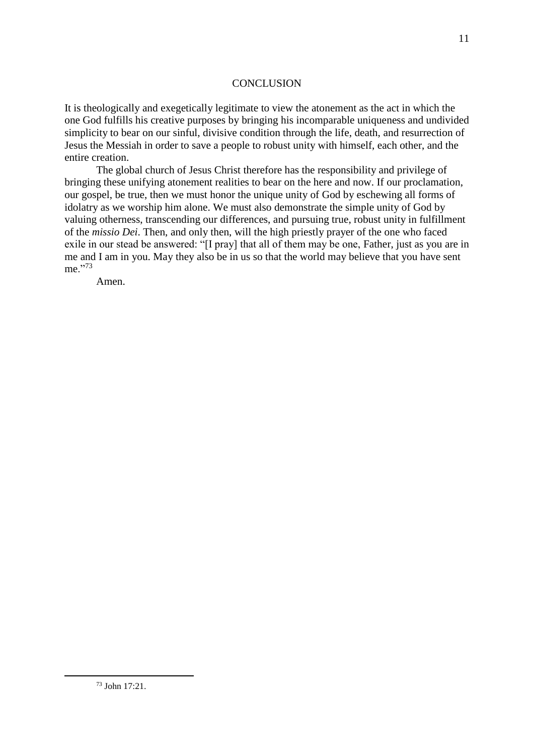## CONCLUSION

It is theologically and exegetically legitimate to view the atonement as the act in which the one God fulfills his creative purposes by bringing his incomparable uniqueness and undivided simplicity to bear on our sinful, divisive condition through the life, death, and resurrection of Jesus the Messiah in order to save a people to robust unity with himself, each other, and the entire creation.

The global church of Jesus Christ therefore has the responsibility and privilege of bringing these unifying atonement realities to bear on the here and now. If our proclamation, our gospel, be true, then we must honor the unique unity of God by eschewing all forms of idolatry as we worship him alone. We must also demonstrate the simple unity of God by valuing otherness, transcending our differences, and pursuing true, robust unity in fulfillment of the *missio Dei*. Then, and only then, will the high priestly prayer of the one who faced exile in our stead be answered: "[I pray] that all of them may be one, Father, just as you are in me and I am in you. May they also be in us so that the world may believe that you have sent me."[73]

Amen.

---

[73] John 17:21.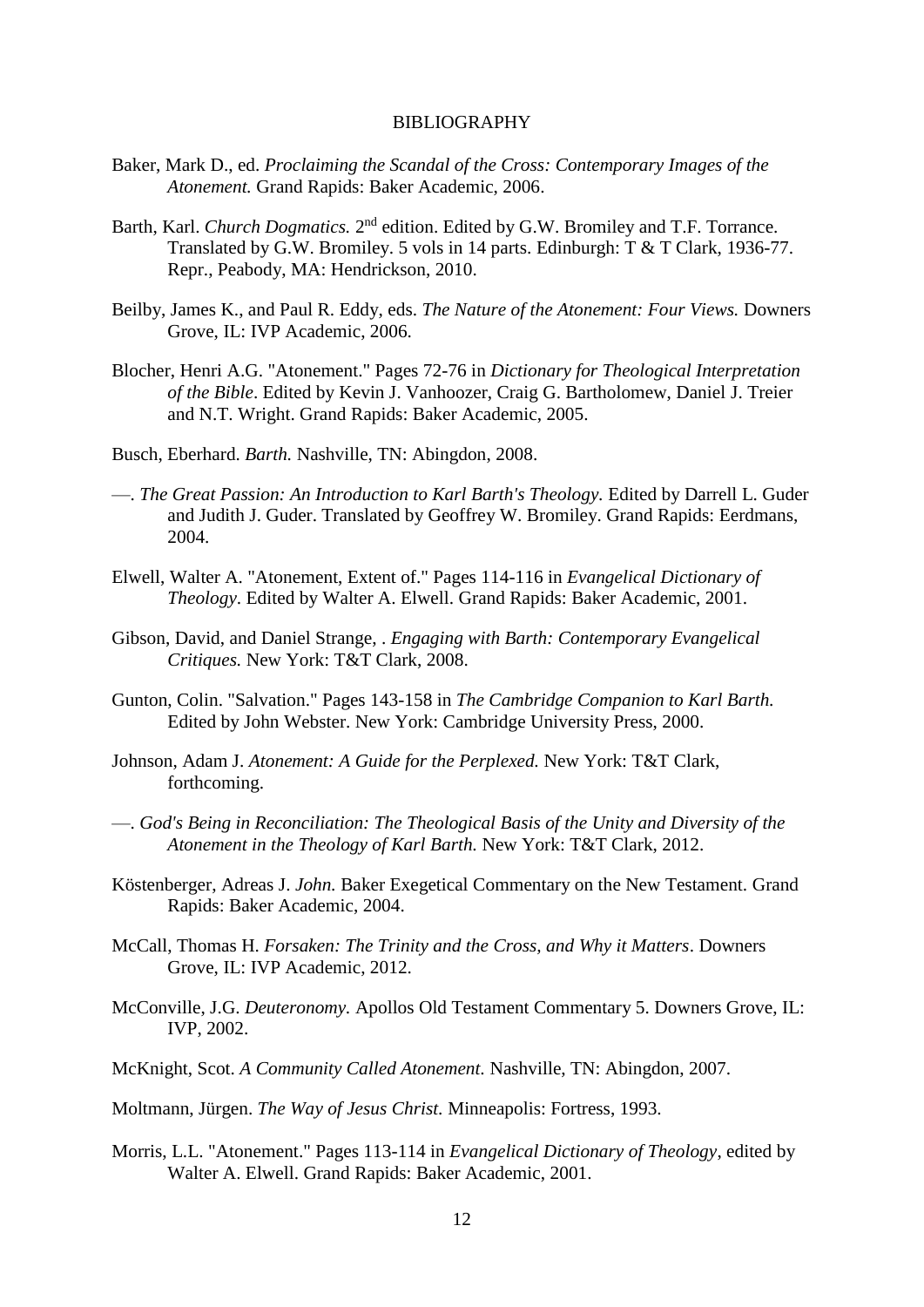# BIBLIOGRAPHY

Baker, Mark D., ed. *Proclaiming the Scandal of the Cross: Contemporary Images of the Atonement.* Grand Rapids: Baker Academic, 2006.

Barth, Karl. *Church Dogmatics.* 2nd edition. Edited by G.W. Bromiley and T.F. Torrance. Translated by G.W. Bromiley. 5 vols in 14 parts. Edinburgh: T & T Clark, 1936-77. Repr., Peabody, MA: Hendrickson, 2010.

Beilby, James K., and Paul R. Eddy, eds. *The Nature of the Atonement: Four Views.* Downers Grove, IL: IVP Academic, 2006.

Blocher, Henri A.G. "Atonement." Pages 72-76 in *Dictionary for Theological Interpretation of the Bible*. Edited by Kevin J. Vanhoozer, Craig G. Bartholomew, Daniel J. Treier and N.T. Wright. Grand Rapids: Baker Academic, 2005.

Busch, Eberhard. *Barth.* Nashville, TN: Abingdon, 2008.

—. *The Great Passion: An Introduction to Karl Barth's Theology.* Edited by Darrell L. Guder and Judith J. Guder. Translated by Geoffrey W. Bromiley. Grand Rapids: Eerdmans, 2004.

Elwell, Walter A. "Atonement, Extent of." Pages 114-116 in *Evangelical Dictionary of Theology*. Edited by Walter A. Elwell. Grand Rapids: Baker Academic, 2001.

Gibson, David, and Daniel Strange, . *Engaging with Barth: Contemporary Evangelical Critiques.* New York: T&T Clark, 2008.

Gunton, Colin. "Salvation." Pages 143-158 in *The Cambridge Companion to Karl Barth.* Edited by John Webster. New York: Cambridge University Press, 2000.

Johnson, Adam J. *Atonement: A Guide for the Perplexed.* New York: T&T Clark, forthcoming.

—. *God's Being in Reconciliation: The Theological Basis of the Unity and Diversity of the Atonement in the Theology of Karl Barth.* New York: T&T Clark, 2012.

Köstenberger, Adreas J. *John.* Baker Exegetical Commentary on the New Testament. Grand Rapids: Baker Academic, 2004.

McCall, Thomas H. *Forsaken: The Trinity and the Cross, and Why it Matters*. Downers Grove, IL: IVP Academic, 2012.

McConville, J.G. *Deuteronomy.* Apollos Old Testament Commentary 5. Downers Grove, IL: IVP, 2002.

McKnight, Scot. *A Community Called Atonement*. Nashville, TN: Abingdon, 2007.

Moltmann, Jürgen. *The Way of Jesus Christ.* Minneapolis: Fortress, 1993.

Morris, L.L. "Atonement." Pages 113-114 in *Evangelical Dictionary of Theology*, edited by Walter A. Elwell. Grand Rapids: Baker Academic, 2001.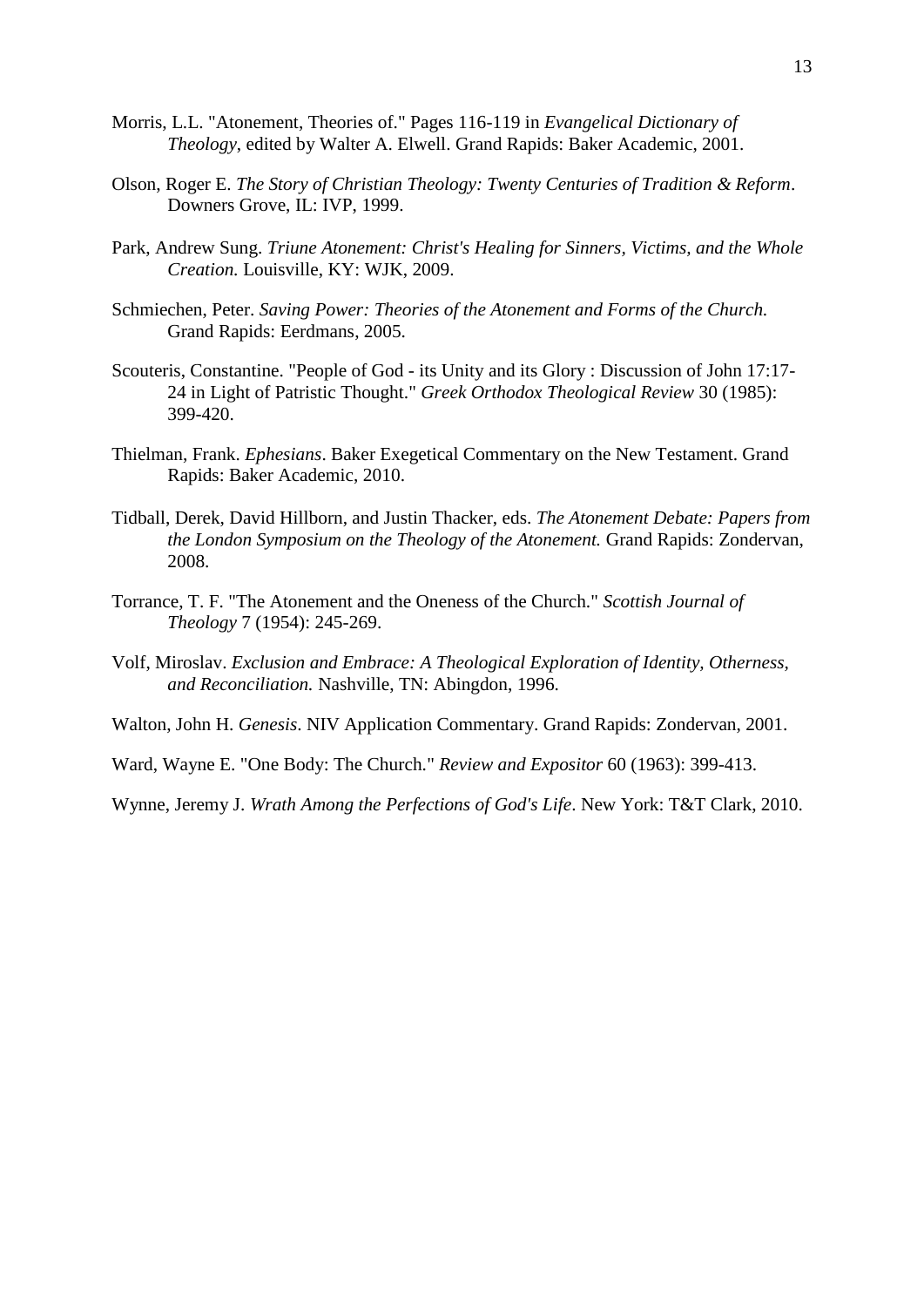Morris, L.L. "Atonement, Theories of." Pages 116-119 in *Evangelical Dictionary of Theology*, edited by Walter A. Elwell. Grand Rapids: Baker Academic, 2001.

Olson, Roger E. *The Story of Christian Theology: Twenty Centuries of Tradition & Reform*. Downers Grove, IL: IVP, 1999.

Park, Andrew Sung. *Triune Atonement: Christ's Healing for Sinners, Victims, and the Whole Creation.* Louisville, KY: WJK, 2009.

Schmiechen, Peter. *Saving Power: Theories of the Atonement and Forms of the Church.* Grand Rapids: Eerdmans, 2005.

Scouteris, Constantine. "People of God - its Unity and its Glory : Discussion of John 17:17-24 in Light of Patristic Thought." *Greek Orthodox Theological Review* 30 (1985): 399-420.

Thielman, Frank. *Ephesians*. Baker Exegetical Commentary on the New Testament. Grand Rapids: Baker Academic, 2010.

Tidball, Derek, David Hillborn, and Justin Thacker, eds. *The Atonement Debate: Papers from the London Symposium on the Theology of the Atonement.* Grand Rapids: Zondervan, 2008.

Torrance, T. F. "The Atonement and the Oneness of the Church." *Scottish Journal of Theology* 7 (1954): 245-269.

Volf, Miroslav. *Exclusion and Embrace: A Theological Exploration of Identity, Otherness, and Reconciliation.* Nashville, TN: Abingdon, 1996.

Walton, John H. *Genesis*. NIV Application Commentary. Grand Rapids: Zondervan, 2001.

Ward, Wayne E. "One Body: The Church." *Review and Expositor* 60 (1963): 399-413.

Wynne, Jeremy J. *Wrath Among the Perfections of God's Life*. New York: T&T Clark, 2010.